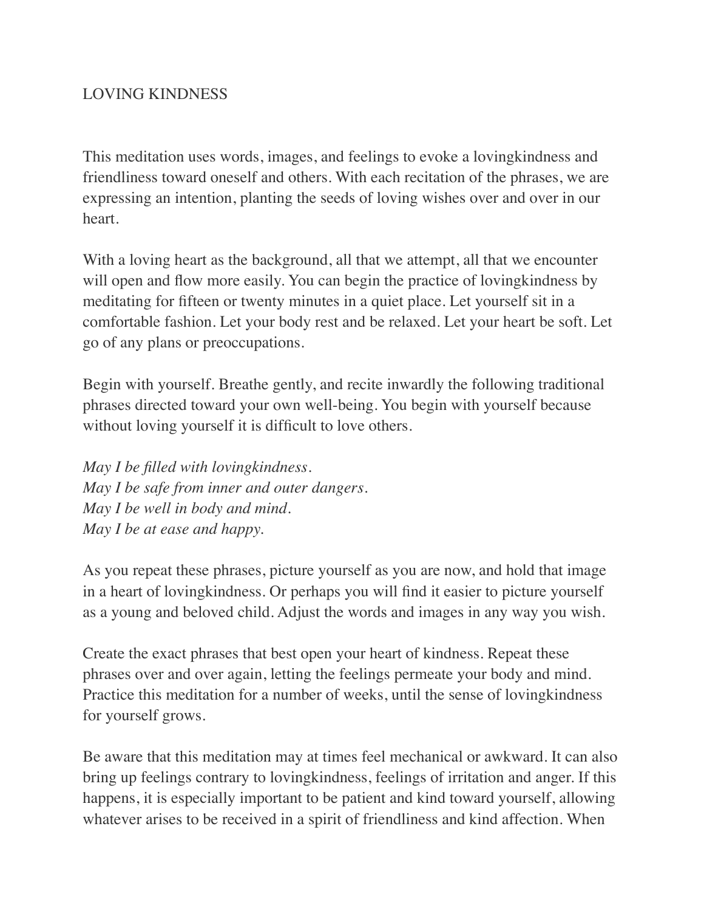# LOVING KINDNESS

This meditation uses words, images, and feelings to evoke a lovingkindness and friendliness toward oneself and others. With each recitation of the phrases, we are expressing an intention, planting the seeds of loving wishes over and over in our heart.

With a loving heart as the background, all that we attempt, all that we encounter will open and flow more easily. You can begin the practice of lovingkindness by meditating for fifteen or twenty minutes in a quiet place. Let yourself sit in a comfortable fashion. Let your body rest and be relaxed. Let your heart be soft. Let go of any plans or preoccupations.

Begin with yourself. Breathe gently, and recite inwardly the following traditional phrases directed toward your own well-being. You begin with yourself because without loving yourself it is difficult to love others.

*May I be filled with lovingkindness.*
*May I be safe from inner and outer dangers.*
*May I be well in body and mind.*
*May I be at ease and happy.*

As you repeat these phrases, picture yourself as you are now, and hold that image in a heart of lovingkindness. Or perhaps you will find it easier to picture yourself as a young and beloved child. Adjust the words and images in any way you wish.

Create the exact phrases that best open your heart of kindness. Repeat these phrases over and over again, letting the feelings permeate your body and mind. Practice this meditation for a number of weeks, until the sense of lovingkindness for yourself grows.

Be aware that this meditation may at times feel mechanical or awkward. It can also bring up feelings contrary to lovingkindness, feelings of irritation and anger. If this happens, it is especially important to be patient and kind toward yourself, allowing whatever arises to be received in a spirit of friendliness and kind affection. When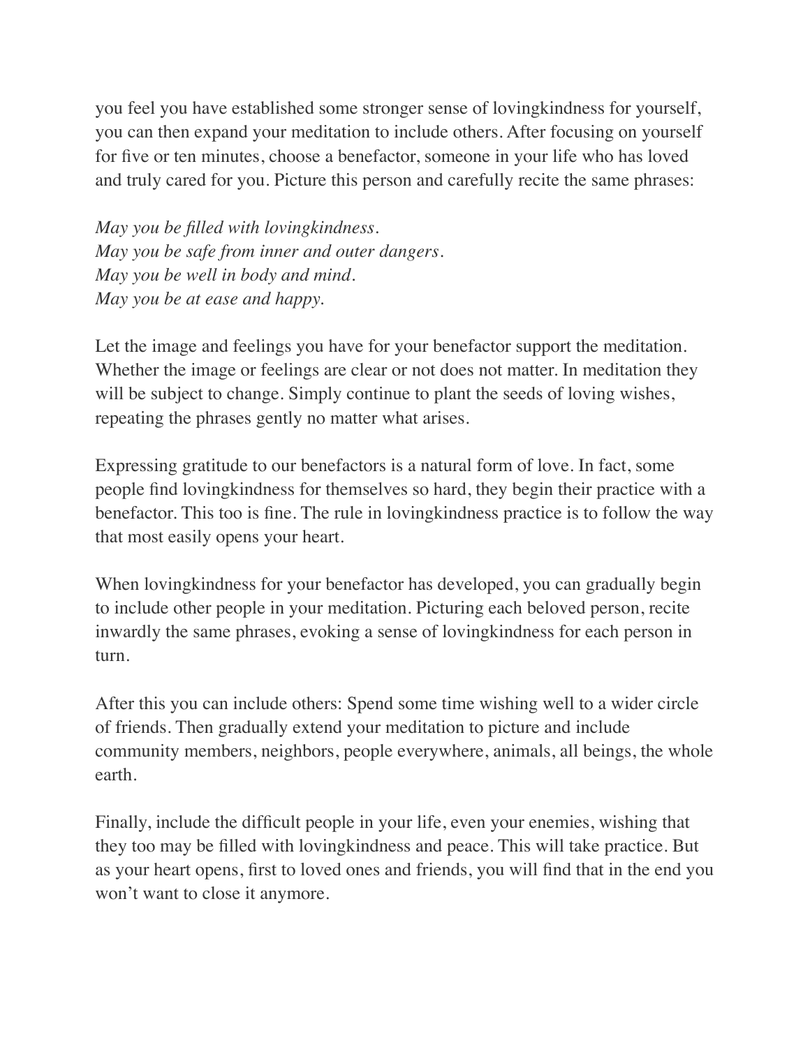you feel you have established some stronger sense of lovingkindness for yourself, you can then expand your meditation to include others. After focusing on yourself for five or ten minutes, choose a benefactor, someone in your life who has loved and truly cared for you. Picture this person and carefully recite the same phrases:

*May you be filled with lovingkindness.*
*May you be safe from inner and outer dangers.*
*May you be well in body and mind.*
*May you be at ease and happy.*

Let the image and feelings you have for your benefactor support the meditation. Whether the image or feelings are clear or not does not matter. In meditation they will be subject to change. Simply continue to plant the seeds of loving wishes, repeating the phrases gently no matter what arises.

Expressing gratitude to our benefactors is a natural form of love. In fact, some people find lovingkindness for themselves so hard, they begin their practice with a benefactor. This too is fine. The rule in lovingkindness practice is to follow the way that most easily opens your heart.

When lovingkindness for your benefactor has developed, you can gradually begin to include other people in your meditation. Picturing each beloved person, recite inwardly the same phrases, evoking a sense of lovingkindness for each person in turn.

After this you can include others: Spend some time wishing well to a wider circle of friends. Then gradually extend your meditation to picture and include community members, neighbors, people everywhere, animals, all beings, the whole earth.

Finally, include the difficult people in your life, even your enemies, wishing that they too may be filled with lovingkindness and peace. This will take practice. But as your heart opens, first to loved ones and friends, you will find that in the end you won't want to close it anymore.